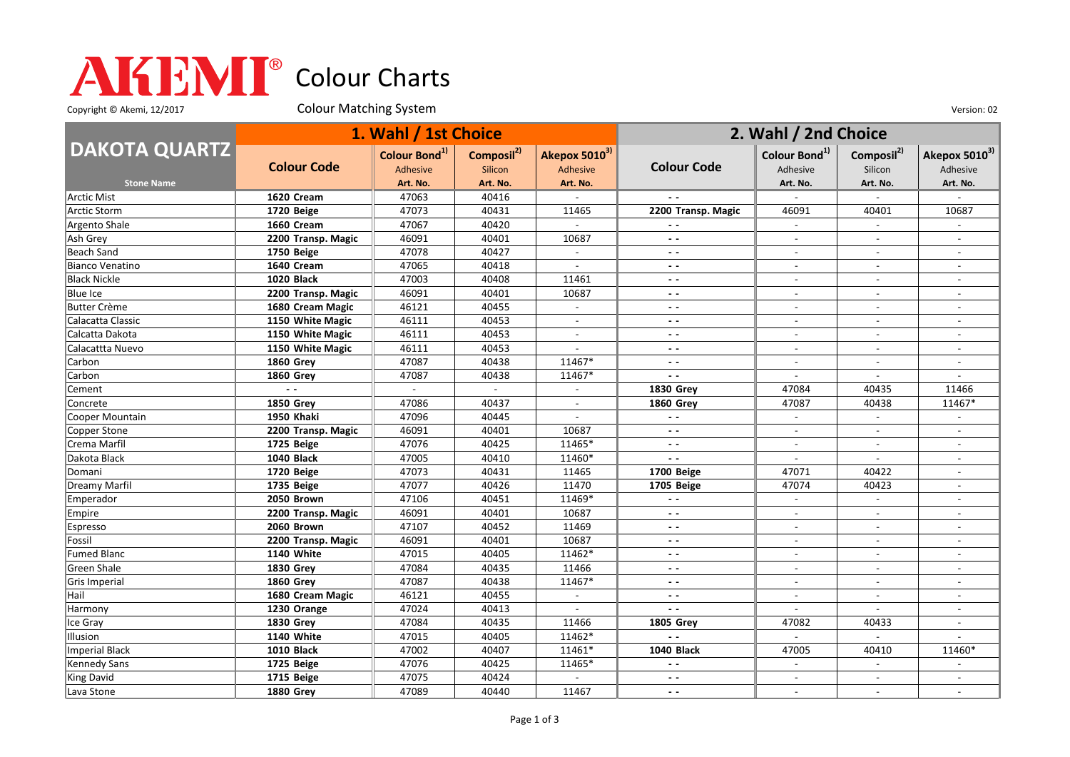# AKEMI® Colour Charts

Copyright © Akemi, 12/2017

Colour Matching System

Version: 02

| DAKOTA QUARTZ | 1. Wahl / 1st Choice | | | | 2. Wahl / 2nd Choice | | | |
|---|---|---|---|---|---|---|---|---|
| Stone Name | Colour Code | Colour Bond[1] Adhesive Art. No. | Composil[2] Silicon Art. No. | Akepox 5010[3] Adhesive Art. No. | Colour Code | Colour Bond[1] Adhesive Art. No. | Composil[2] Silicon Art. No. | Akepox 5010[3] Adhesive Art. No. |
| Arctic Mist | **1620 Cream** | 47063 | 40416 | - | - - | - | - | - |
| Arctic Storm | **1720 Beige** | 47073 | 40431 | 11465 | **2200 Transp. Magic** | 46091 | 40401 | 10687 |
| Argento Shale | **1660 Cream** | 47067 | 40420 | - | - - | - | - | - |
| Ash Grey | **2200 Transp. Magic** | 46091 | 40401 | 10687 | - - | - | - | - |
| Beach Sand | **1750 Beige** | 47078 | 40427 | - | - - | - | - | - |
| Bianco Venatino | **1640 Cream** | 47065 | 40418 | - | - - | - | - | - |
| Black Nickle | **1020 Black** | 47003 | 40408 | 11461 | - - | - | - | - |
| Blue Ice | **2200 Transp. Magic** | 46091 | 40401 | 10687 | - - | - | - | - |
| Butter Crème | **1680 Cream Magic** | 46121 | 40455 | - | - - | - | - | - |
| Calacatta Classic | **1150 White Magic** | 46111 | 40453 | - | - - | - | - | - |
| Calcatta Dakota | **1150 White Magic** | 46111 | 40453 | - | - - | - | - | - |
| Calacattta Nuevo | **1150 White Magic** | 46111 | 40453 | - | - - | - | - | - |
| Carbon | **1860 Grey** | 47087 | 40438 | 11467* | - - | - | - | - |
| Carbon | **1860 Grey** | 47087 | 40438 | 11467* | - - | - | - | - |
| Cement | - - | - | - | - | **1830 Grey** | 47084 | 40435 | 11466 |
| Concrete | **1850 Grey** | 47086 | 40437 | - | **1860 Grey** | 47087 | 40438 | 11467* |
| Cooper Mountain | **1950 Khaki** | 47096 | 40445 | - | - - | - | - | - |
| Copper Stone | **2200 Transp. Magic** | 46091 | 40401 | 10687 | - - | - | - | - |
| Crema Marfil | **1725 Beige** | 47076 | 40425 | 11465* | - - | - | - | - |
| Dakota Black | **1040 Black** | 47005 | 40410 | 11460* | - - | - | - | - |
| Domani | **1720 Beige** | 47073 | 40431 | 11465 | **1700 Beige** | 47071 | 40422 | - |
| Dreamy Marfil | **1735 Beige** | 47077 | 40426 | 11470 | **1705 Beige** | 47074 | 40423 | - |
| Emperador | **2050 Brown** | 47106 | 40451 | 11469* | - - | - | - | - |
| Empire | **2200 Transp. Magic** | 46091 | 40401 | 10687 | - - | - | - | - |
| Espresso | **2060 Brown** | 47107 | 40452 | 11469 | - - | - | - | - |
| Fossil | **2200 Transp. Magic** | 46091 | 40401 | 10687 | - - | - | - | - |
| Fumed Blanc | **1140 White** | 47015 | 40405 | 11462* | - - | - | - | - |
| Green Shale | **1830 Grey** | 47084 | 40435 | 11466 | - - | - | - | - |
| Gris Imperial | **1860 Grey** | 47087 | 40438 | 11467* | - - | - | - | - |
| Hail | **1680 Cream Magic** | 46121 | 40455 | - | - - | - | - | - |
| Harmony | **1230 Orange** | 47024 | 40413 | - | - - | - | - | - |
| Ice Gray | **1830 Grey** | 47084 | 40435 | 11466 | **1805 Grey** | 47082 | 40433 | - |
| Illusion | **1140 White** | 47015 | 40405 | 11462* | - - | - | - | - |
| Imperial Black | **1010 Black** | 47002 | 40407 | 11461* | **1040 Black** | 47005 | 40410 | 11460* |
| Kennedy Sans | **1725 Beige** | 47076 | 40425 | 11465* | - - | - | - | - |
| King David | **1715 Beige** | 47075 | 40424 | - | - - | - | - | - |
| Lava Stone | **1880 Grey** | 47089 | 40440 | 11467 | - - | - | - | - |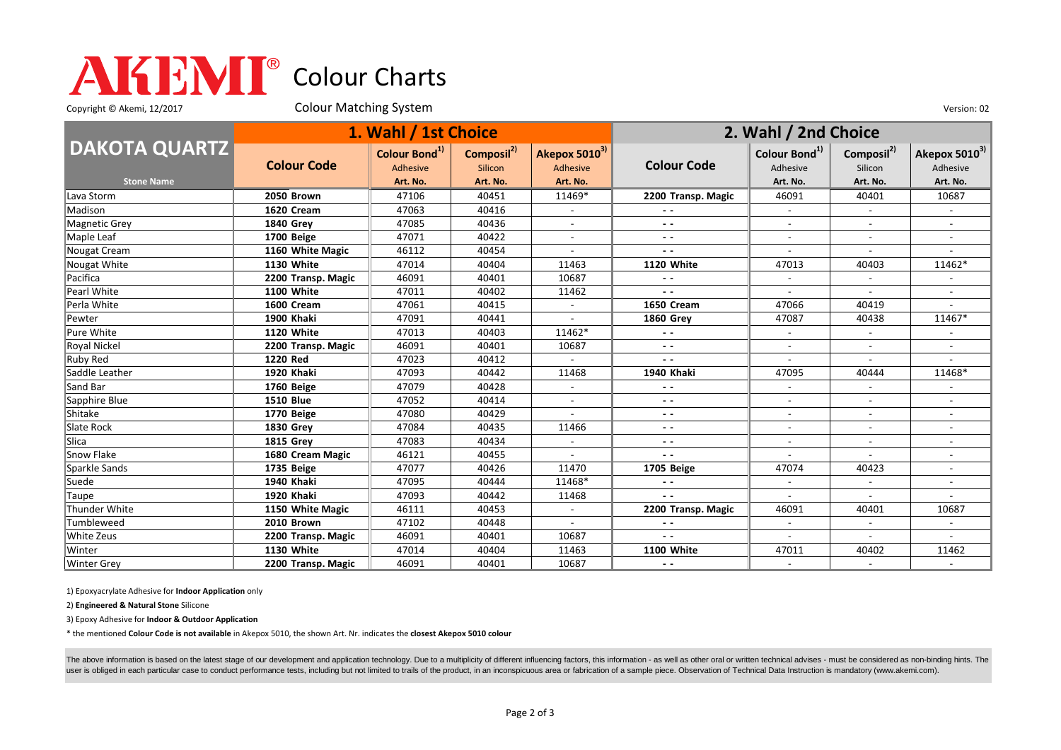# AKEMI® Colour Charts

Copyright © Akemi, 12/2017

Colour Matching System

Version: 02

| DAKOTA QUARTZ | 1. Wahl / 1st Choice | | | | 2. Wahl / 2nd Choice | | | |
|---|---|---|---|---|---|---|---|---|
| | **Colour Code** | **Colour Bond**[1] Adhesive | **Composil**[2] Silicon | **Akepox 5010**[3] Adhesive | **Colour Code** | **Colour Bond**[1] Adhesive | **Composil**[2] Silicon | **Akepox 5010**[3] Adhesive |
| **Stone Name** | | **Art. No.** | **Art. No.** | **Art. No.** | | **Art. No.** | **Art. No.** | **Art. No.** |
| Lava Storm | **2050 Brown** | 47106 | 40451 | 11469* | **2200 Transp. Magic** | 46091 | 40401 | 10687 |
| Madison | **1620 Cream** | 47063 | 40416 | - | - - | - | - | - |
| Magnetic Grey | **1840 Grey** | 47085 | 40436 | - | - - | - | - | - |
| Maple Leaf | **1700 Beige** | 47071 | 40422 | - | - - | - | - | - |
| Nougat Cream | **1160 White Magic** | 46112 | 40454 | - | - - | - | - | - |
| Nougat White | **1130 White** | 47014 | 40404 | 11463 | **1120 White** | 47013 | 40403 | 11462* |
| Pacifica | **2200 Transp. Magic** | 46091 | 40401 | 10687 | - - | - | - | - |
| Pearl White | **1100 White** | 47011 | 40402 | 11462 | - - | - | - | - |
| Perla White | **1600 Cream** | 47061 | 40415 | - | **1650 Cream** | 47066 | 40419 | - |
| Pewter | **1900 Khaki** | 47091 | 40441 | - | **1860 Grey** | 47087 | 40438 | 11467* |
| Pure White | **1120 White** | 47013 | 40403 | 11462* | - - | - | - | - |
| Royal Nickel | **2200 Transp. Magic** | 46091 | 40401 | 10687 | - - | - | - | - |
| Ruby Red | **1220 Red** | 47023 | 40412 | - | - - | - | - | - |
| Saddle Leather | **1920 Khaki** | 47093 | 40442 | 11468 | **1940 Khaki** | 47095 | 40444 | 11468* |
| Sand Bar | **1760 Beige** | 47079 | 40428 | - | - - | - | - | - |
| Sapphire Blue | **1510 Blue** | 47052 | 40414 | - | - - | - | - | - |
| Shitake | **1770 Beige** | 47080 | 40429 | - | - - | - | - | - |
| Slate Rock | **1830 Grey** | 47084 | 40435 | 11466 | - - | - | - | - |
| Slica | **1815 Grey** | 47083 | 40434 | - | - - | - | - | - |
| Snow Flake | **1680 Cream Magic** | 46121 | 40455 | - | - - | - | - | - |
| Sparkle Sands | **1735 Beige** | 47077 | 40426 | 11470 | **1705 Beige** | 47074 | 40423 | - |
| Suede | **1940 Khaki** | 47095 | 40444 | 11468* | - - | - | - | - |
| Taupe | **1920 Khaki** | 47093 | 40442 | 11468 | - - | - | - | - |
| Thunder White | **1150 White Magic** | 46111 | 40453 | - | **2200 Transp. Magic** | 46091 | 40401 | 10687 |
| Tumbleweed | **2010 Brown** | 47102 | 40448 | - | - - | - | - | - |
| White Zeus | **2200 Transp. Magic** | 46091 | 40401 | 10687 | - - | - | - | - |
| Winter | **1130 White** | 47014 | 40404 | 11463 | **1100 White** | 47011 | 40402 | 11462 |
| Winter Grey | **2200 Transp. Magic** | 46091 | 40401 | 10687 | - - | - | - | - |

1) Epoxyacrylate Adhesive for **Indoor Application** only

2) **Engineered & Natural Stone** Silicone

3) Epoxy Adhesive for **Indoor & Outdoor Application**

\* the mentioned **Colour Code is not available** in Akepox 5010, the shown Art. Nr. indicates the **closest Akepox 5010 colour**

The above information is based on the latest stage of our development and application technology. Due to a multiplicity of different influencing factors, this information - as well as other oral or written technical advises - must be considered as non-binding hints. The user is obliged in each particular case to conduct performance tests, including but not limited to trails of the product, in an inconspicuous area or fabrication of a sample piece. Observation of Technical Data Instruction is mandatory (www.akemi.com).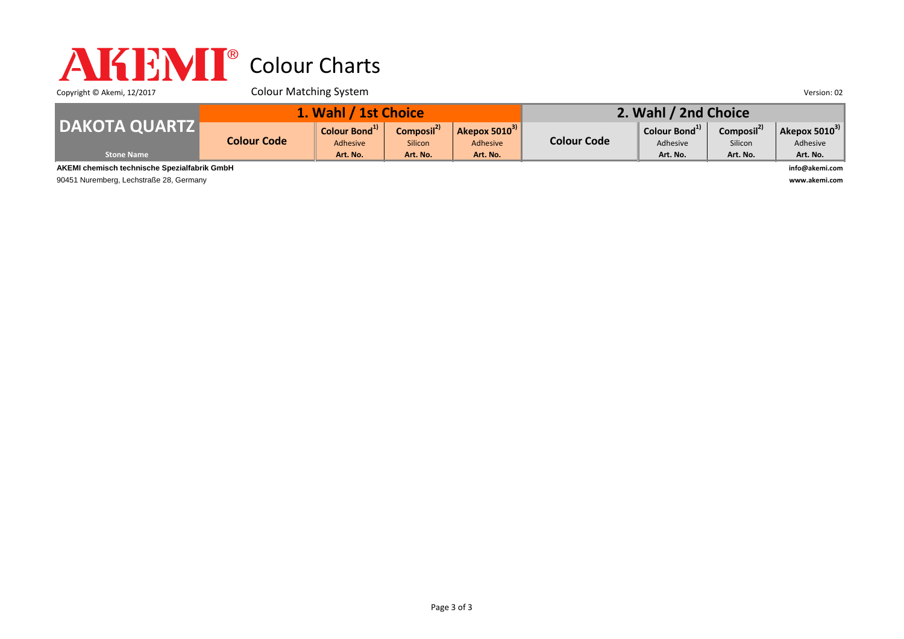# AKEMI® Colour Charts

Copyright © Akemi, 12/2017

Colour Matching System

Version: 02

| DAKOTA QUARTZ | 1. Wahl / 1st Choice | | | | 2. Wahl / 2nd Choice | | | |
|---|---|---|---|---|---|---|---|---|
| | Colour Code | Colour Bond[1] Adhesive | Composil[2] Silicon | Akepox 5010[3] Adhesive | Colour Code | Colour Bond[1] Adhesive | Composil[2] Silicon | Akepox 5010[3] Adhesive |
| Stone Name | | Art. No. | Art. No. | Art. No. | | Art. No. | Art. No. | Art. No. |

**AKEMI chemisch technische Spezialfabrik GmbH**

90451 Nuremberg, Lechstraße 28, Germany

**info@akemi.com**

**www.akemi.com**